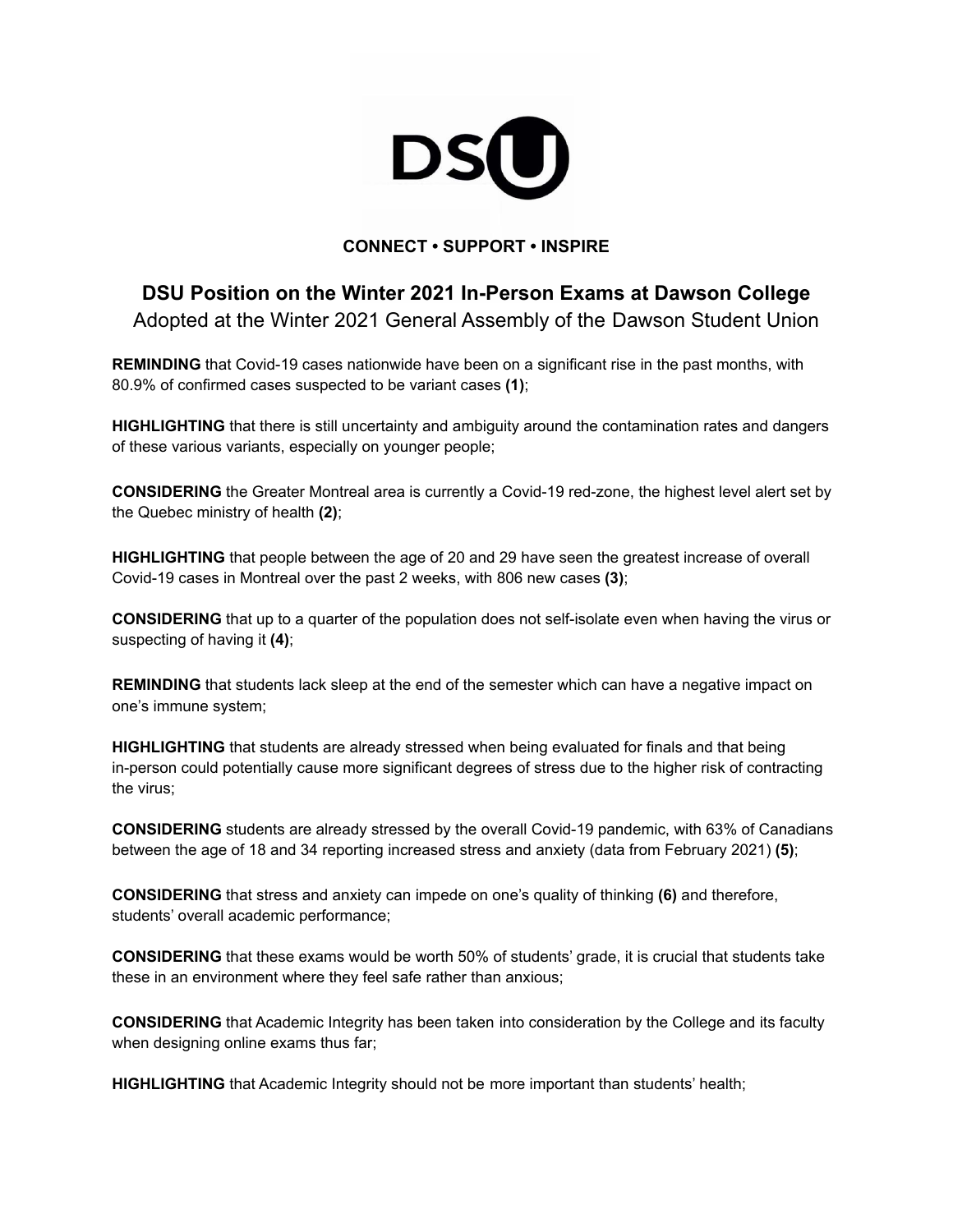**DSU**

**CONNECT • SUPPORT • INSPIRE**

## DSU Position on the Winter 2021 In-Person Exams at Dawson College

Adopted at the Winter 2021 General Assembly of the Dawson Student Union

**REMINDING** that Covid-19 cases nationwide have been on a significant rise in the past months, with 80.9% of confirmed cases suspected to be variant cases **(1)**;

**HIGHLIGHTING** that there is still uncertainty and ambiguity around the contamination rates and dangers of these various variants, especially on younger people;

**CONSIDERING** the Greater Montreal area is currently a Covid-19 red-zone, the highest level alert set by the Quebec ministry of health **(2)**;

**HIGHLIGHTING** that people between the age of 20 and 29 have seen the greatest increase of overall Covid-19 cases in Montreal over the past 2 weeks, with 806 new cases **(3)**;

**CONSIDERING** that up to a quarter of the population does not self-isolate even when having the virus or suspecting of having it **(4)**;

**REMINDING** that students lack sleep at the end of the semester which can have a negative impact on one's immune system;

**HIGHLIGHTING** that students are already stressed when being evaluated for finals and that being in-person could potentially cause more significant degrees of stress due to the higher risk of contracting the virus;

**CONSIDERING** students are already stressed by the overall Covid-19 pandemic, with 63% of Canadians between the age of 18 and 34 reporting increased stress and anxiety (data from February 2021) **(5)**;

**CONSIDERING** that stress and anxiety can impede on one's quality of thinking **(6)** and therefore, students' overall academic performance;

**CONSIDERING** that these exams would be worth 50% of students' grade, it is crucial that students take these in an environment where they feel safe rather than anxious;

**CONSIDERING** that Academic Integrity has been taken into consideration by the College and its faculty when designing online exams thus far;

**HIGHLIGHTING** that Academic Integrity should not be more important than students' health;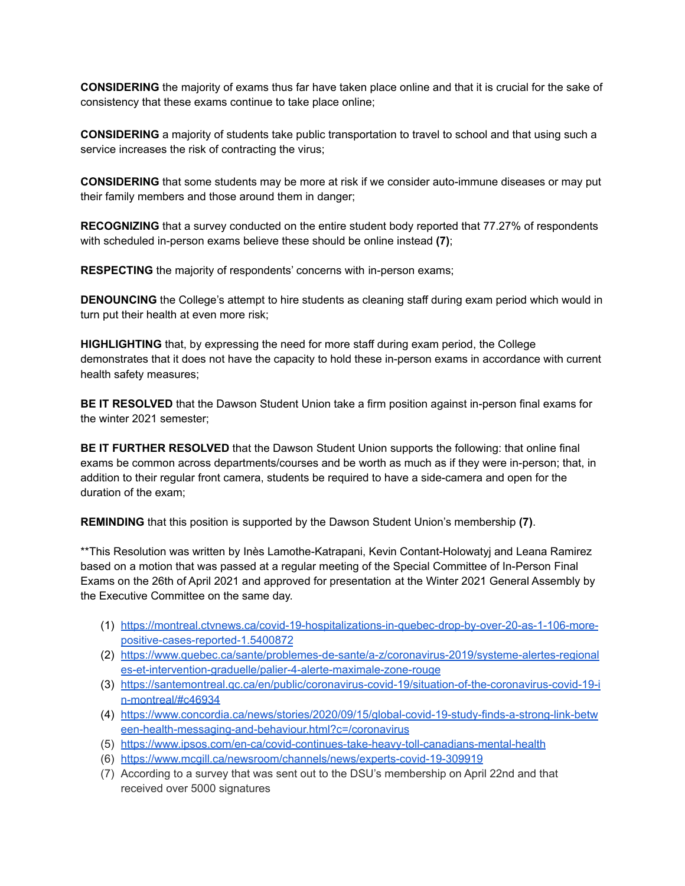**CONSIDERING** the majority of exams thus far have taken place online and that it is crucial for the sake of consistency that these exams continue to take place online;

**CONSIDERING** a majority of students take public transportation to travel to school and that using such a service increases the risk of contracting the virus;

**CONSIDERING** that some students may be more at risk if we consider auto-immune diseases or may put their family members and those around them in danger;

**RECOGNIZING** that a survey conducted on the entire student body reported that 77.27% of respondents with scheduled in-person exams believe these should be online instead **(7)**;

**RESPECTING** the majority of respondents' concerns with in-person exams;

**DENOUNCING** the College's attempt to hire students as cleaning staff during exam period which would in turn put their health at even more risk;

**HIGHLIGHTING** that, by expressing the need for more staff during exam period, the College demonstrates that it does not have the capacity to hold these in-person exams in accordance with current health safety measures;

**BE IT RESOLVED** that the Dawson Student Union take a firm position against in-person final exams for the winter 2021 semester;

**BE IT FURTHER RESOLVED** that the Dawson Student Union supports the following: that online final exams be common across departments/courses and be worth as much as if they were in-person; that, in addition to their regular front camera, students be required to have a side-camera and open for the duration of the exam;

**REMINDING** that this position is supported by the Dawson Student Union's membership **(7)**.

**This Resolution was written by Inès Lamothe-Katrapani, Kevin Contant-Holowatyj and Leana Ramirez based on a motion that was passed at a regular meeting of the Special Committee of In-Person Final Exams on the 26th of April 2021 and approved for presentation at the Winter 2021 General Assembly by the Executive Committee on the same day.

(1) https://montreal.ctvnews.ca/covid-19-hospitalizations-in-quebec-drop-by-over-20-as-1-106-more-positive-cases-reported-1.5400872
(2) https://www.quebec.ca/sante/problemes-de-sante/a-z/coronavirus-2019/systeme-alertes-regionales-et-intervention-graduelle/palier-4-alerte-maximale-zone-rouge
(3) https://santemontreal.qc.ca/en/public/coronavirus-covid-19/situation-of-the-coronavirus-covid-19-in-montreal/#c46934
(4) https://www.concordia.ca/news/stories/2020/09/15/global-covid-19-study-finds-a-strong-link-between-health-messaging-and-behaviour.html?c=/coronavirus
(5) https://www.ipsos.com/en-ca/covid-continues-take-heavy-toll-canadians-mental-health
(6) https://www.mcgill.ca/newsroom/channels/news/experts-covid-19-309919
(7) According to a survey that was sent out to the DSU's membership on April 22nd and that received over 5000 signatures